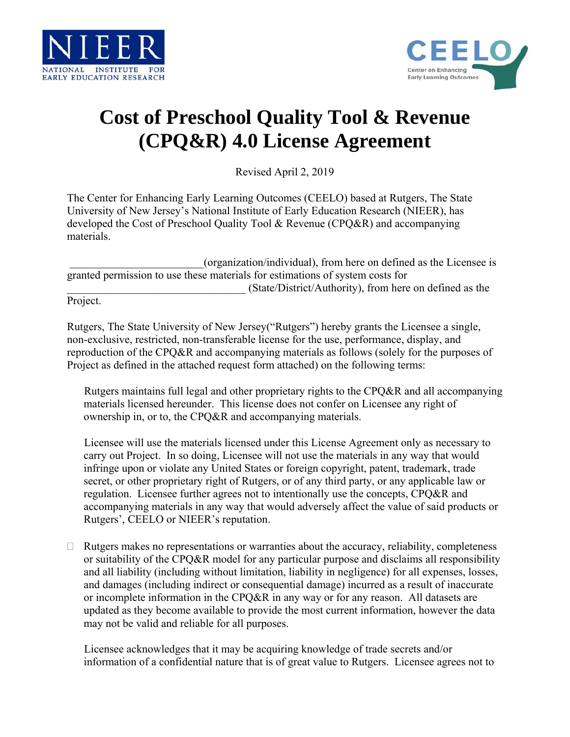# Cost of Preschool Quality Tool & Revenue (CPQ&R) 4.0 License Agreement

Revised April 2, 2019

The Center for Enhancing Early Learning Outcomes (CEELO) based at Rutgers, The State University of New Jersey's National Institute of Early Education Research (NIEER), has developed the Cost of Preschool Quality Tool & Revenue (CPQ&R) and accompanying materials.

________________________(organization/individual), from here on defined as the Licensee is granted permission to use these materials for estimations of system costs for ________________________________ (State/District/Authority), from here on defined as the Project.

Rutgers, The State University of New Jersey("Rutgers") hereby grants the Licensee a single, non-exclusive, restricted, non-transferable license for the use, performance, display, and reproduction of the CPQ&R and accompanying materials as follows (solely for the purposes of Project as defined in the attached request form attached) on the following terms:

- Rutgers maintains full legal and other proprietary rights to the CPQ&R and all accompanying materials licensed hereunder. This license does not confer on Licensee any right of ownership in, or to, the CPQ&R and accompanying materials.

- Licensee will use the materials licensed under this License Agreement only as necessary to carry out Project. In so doing, Licensee will not use the materials in any way that would infringe upon or violate any United States or foreign copyright, patent, trademark, trade secret, or other proprietary right of Rutgers, or of any third party, or any applicable law or regulation. Licensee further agrees not to intentionally use the concepts, CPQ&R and accompanying materials in any way that would adversely affect the value of said products or Rutgers', CEELO or NIEER's reputation.

- Rutgers makes no representations or warranties about the accuracy, reliability, completeness or suitability of the CPQ&R model for any particular purpose and disclaims all responsibility and all liability (including without limitation, liability in negligence) for all expenses, losses, and damages (including indirect or consequential damage) incurred as a result of inaccurate or incomplete information in the CPQ&R in any way or for any reason. All datasets are updated as they become available to provide the most current information, however the data may not be valid and reliable for all purposes.

- Licensee acknowledges that it may be acquiring knowledge of trade secrets and/or information of a confidential nature that is of great value to Rutgers. Licensee agrees not to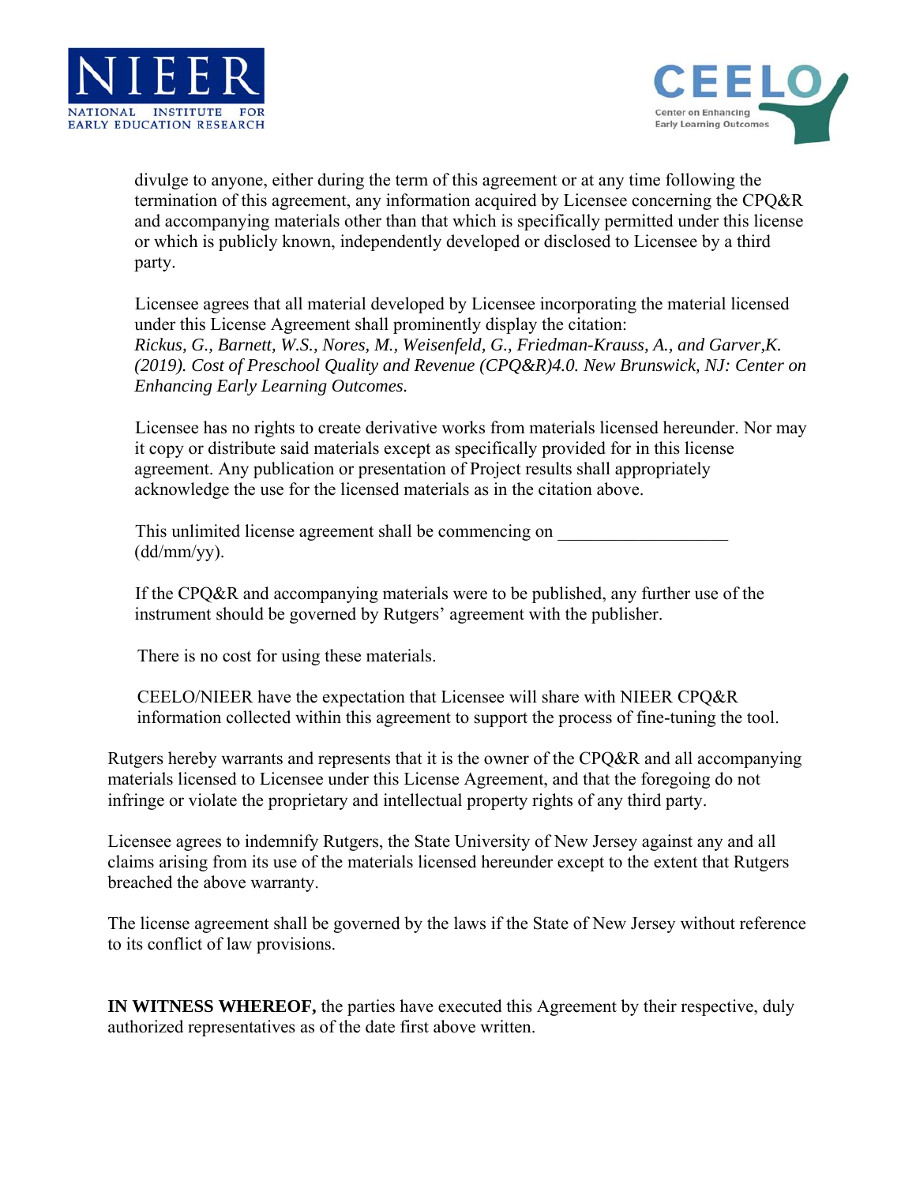divulge to anyone, either during the term of this agreement or at any time following the termination of this agreement, any information acquired by Licensee concerning the CPQ&R and accompanying materials other than that which is specifically permitted under this license or which is publicly known, independently developed or disclosed to Licensee by a third party.

Licensee agrees that all material developed by Licensee incorporating the material licensed under this License Agreement shall prominently display the citation:
*Rickus, G., Barnett, W.S., Nores, M., Weisenfeld, G., Friedman-Krauss, A., and Garver,K. (2019). Cost of Preschool Quality and Revenue (CPQ&R)4.0. New Brunswick, NJ: Center on Enhancing Early Learning Outcomes.*

Licensee has no rights to create derivative works from materials licensed hereunder. Nor may it copy or distribute said materials except as specifically provided for in this license agreement. Any publication or presentation of Project results shall appropriately acknowledge the use for the licensed materials as in the citation above.

This unlimited license agreement shall be commencing on ___________________ (dd/mm/yy).

If the CPQ&R and accompanying materials were to be published, any further use of the instrument should be governed by Rutgers' agreement with the publisher.

There is no cost for using these materials.

CEELO/NIEER have the expectation that Licensee will share with NIEER CPQ&R information collected within this agreement to support the process of fine-tuning the tool.

Rutgers hereby warrants and represents that it is the owner of the CPQ&R and all accompanying materials licensed to Licensee under this License Agreement, and that the foregoing do not infringe or violate the proprietary and intellectual property rights of any third party.

Licensee agrees to indemnify Rutgers, the State University of New Jersey against any and all claims arising from its use of the materials licensed hereunder except to the extent that Rutgers breached the above warranty.

The license agreement shall be governed by the laws if the State of New Jersey without reference to its conflict of law provisions.

**IN WITNESS WHEREOF,** the parties have executed this Agreement by their respective, duly authorized representatives as of the date first above written.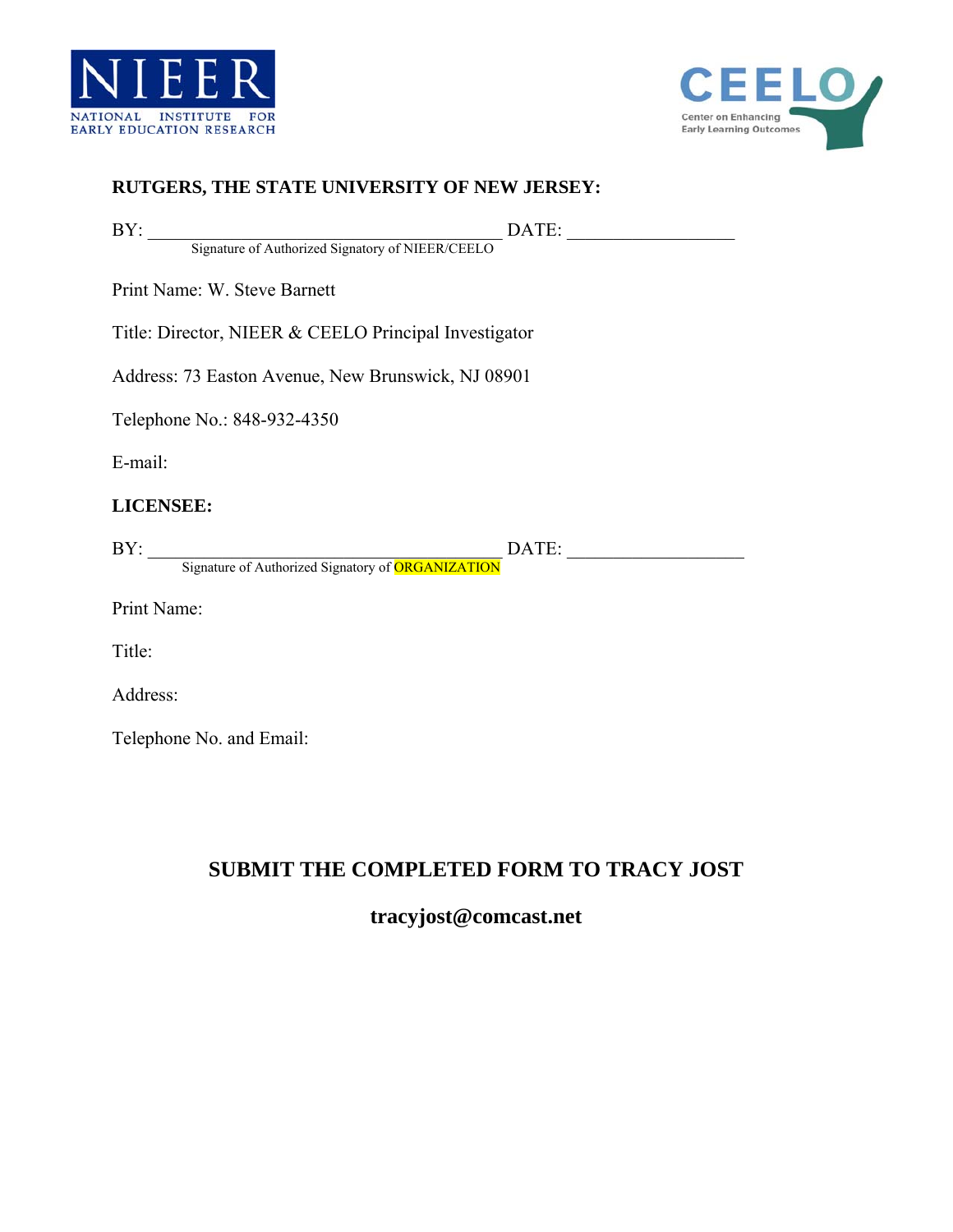NIEER
NATIONAL INSTITUTE FOR
EARLY EDUCATION RESEARCH

CEELO
Center on Enhancing
Early Learning Outcomes

**RUTGERS, THE STATE UNIVERSITY OF NEW JERSEY:**

BY: ______________________________________ DATE: __________________
Signature of Authorized Signatory of NIEER/CEELO

Print Name: W. Steve Barnett

Title: Director, NIEER & CEELO Principal Investigator

Address: 73 Easton Avenue, New Brunswick, NJ 08901

Telephone No.: 848-932-4350

E-mail:

**LICENSEE:**

BY: ______________________________________ DATE: ___________________
Signature of Authorized Signatory of ORGANIZATION

Print Name:

Title:

Address:

Telephone No. and Email:

## SUBMIT THE COMPLETED FORM TO TRACY JOST

**tracyjost@comcast.net**